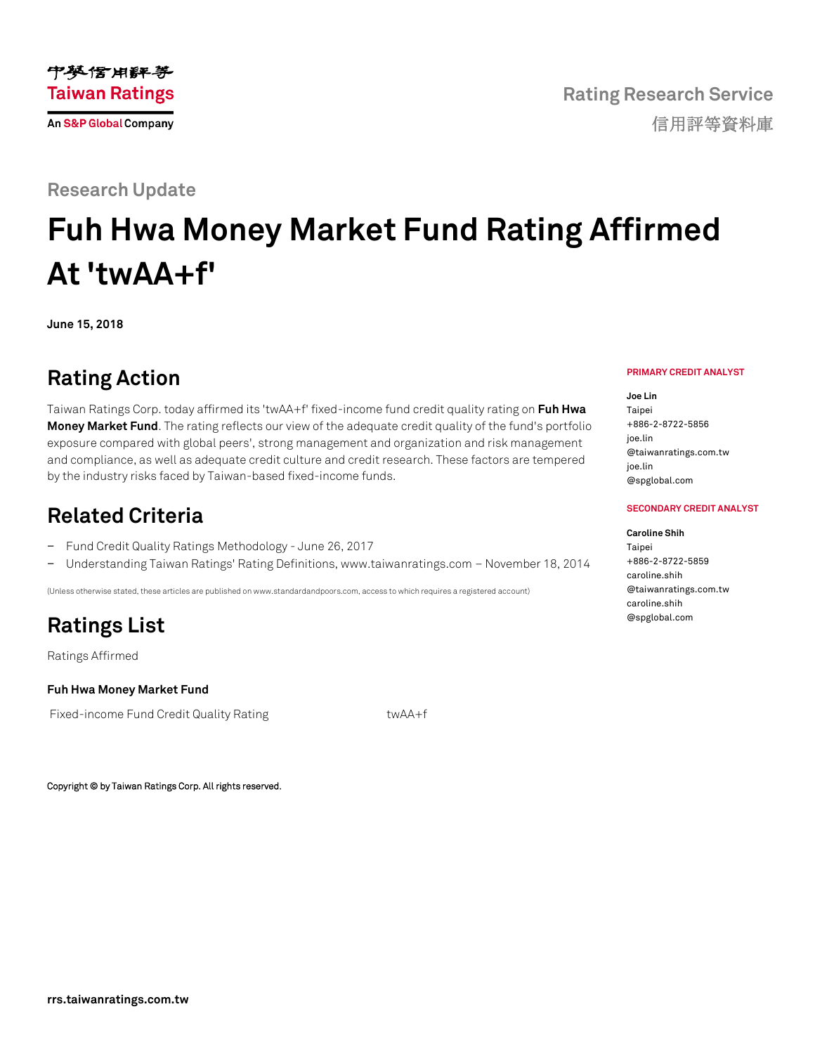中華信用評等
Taiwan Ratings
An S&P Global Company

Rating Research Service
信用評等資料庫

Research Update

# Fuh Hwa Money Market Fund Rating Affirmed At 'twAA+f'

**June 15, 2018**

## Rating Action

Taiwan Ratings Corp. today affirmed its 'twAA+f' fixed-income fund credit quality rating on **Fuh Hwa Money Market Fund**. The rating reflects our view of the adequate credit quality of the fund's portfolio exposure compared with global peers', strong management and organization and risk management and compliance, as well as adequate credit culture and credit research. These factors are tempered by the industry risks faced by Taiwan-based fixed-income funds.

**PRIMARY CREDIT ANALYST**

**Joe Lin**
Taipei
+886-2-8722-5856
joe.lin
@taiwanratings.com.tw
joe.lin
@spglobal.com

**SECONDARY CREDIT ANALYST**

**Caroline Shih**
Taipei
+886-2-8722-5859
caroline.shih
@taiwanratings.com.tw
caroline.shih
@spglobal.com

## Related Criteria

- Fund Credit Quality Ratings Methodology - June 26, 2017
- Understanding Taiwan Ratings' Rating Definitions, www.taiwanratings.com – November 18, 2014

(Unless otherwise stated, these articles are published on www.standardandpoors.com, access to which requires a registered account)

## Ratings List

Ratings Affirmed

**Fuh Hwa Money Market Fund**

| | |
|---|---|
| Fixed-income Fund Credit Quality Rating | twAA+f |

Copyright © by Taiwan Ratings Corp. All rights reserved.

rrs.taiwanratings.com.tw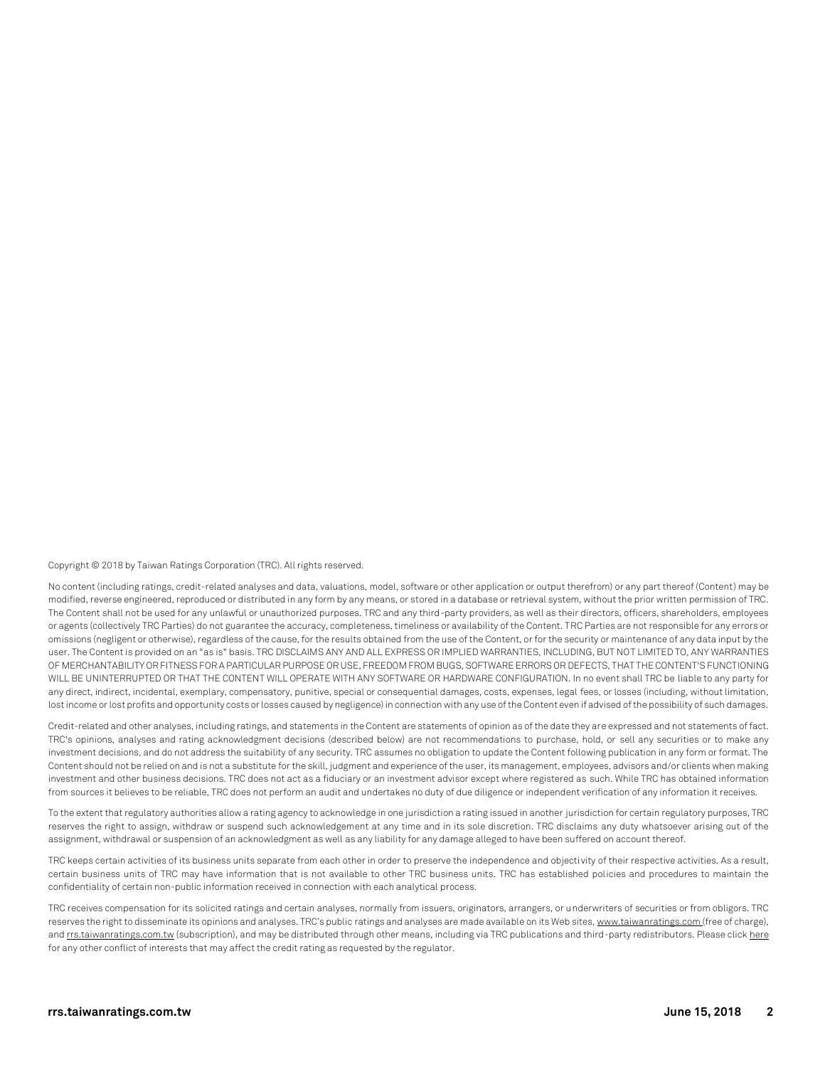Copyright © 2018 by Taiwan Ratings Corporation (TRC). All rights reserved.

No content (including ratings, credit-related analyses and data, valuations, model, software or other application or output therefrom) or any part thereof (Content) may be modified, reverse engineered, reproduced or distributed in any form by any means, or stored in a database or retrieval system, without the prior written permission of TRC. The Content shall not be used for any unlawful or unauthorized purposes. TRC and any third-party providers, as well as their directors, officers, shareholders, employees or agents (collectively TRC Parties) do not guarantee the accuracy, completeness, timeliness or availability of the Content. TRC Parties are not responsible for any errors or omissions (negligent or otherwise), regardless of the cause, for the results obtained from the use of the Content, or for the security or maintenance of any data input by the user. The Content is provided on an "as is" basis. TRC DISCLAIMS ANY AND ALL EXPRESS OR IMPLIED WARRANTIES, INCLUDING, BUT NOT LIMITED TO, ANY WARRANTIES OF MERCHANTABILITY OR FITNESS FOR A PARTICULAR PURPOSE OR USE, FREEDOM FROM BUGS, SOFTWARE ERRORS OR DEFECTS, THAT THE CONTENT'S FUNCTIONING WILL BE UNINTERRUPTED OR THAT THE CONTENT WILL OPERATE WITH ANY SOFTWARE OR HARDWARE CONFIGURATION. In no event shall TRC be liable to any party for any direct, indirect, incidental, exemplary, compensatory, punitive, special or consequential damages, costs, expenses, legal fees, or losses (including, without limitation, lost income or lost profits and opportunity costs or losses caused by negligence) in connection with any use of the Content even if advised of the possibility of such damages.

Credit-related and other analyses, including ratings, and statements in the Content are statements of opinion as of the date they are expressed and not statements of fact. TRC's opinions, analyses and rating acknowledgment decisions (described below) are not recommendations to purchase, hold, or sell any securities or to make any investment decisions, and do not address the suitability of any security. TRC assumes no obligation to update the Content following publication in any form or format. The Content should not be relied on and is not a substitute for the skill, judgment and experience of the user, its management, employees, advisors and/or clients when making investment and other business decisions. TRC does not act as a fiduciary or an investment advisor except where registered as such. While TRC has obtained information from sources it believes to be reliable, TRC does not perform an audit and undertakes no duty of due diligence or independent verification of any information it receives.

To the extent that regulatory authorities allow a rating agency to acknowledge in one jurisdiction a rating issued in another jurisdiction for certain regulatory purposes, TRC reserves the right to assign, withdraw or suspend such acknowledgement at any time and in its sole discretion. TRC disclaims any duty whatsoever arising out of the assignment, withdrawal or suspension of an acknowledgment as well as any liability for any damage alleged to have been suffered on account thereof.

TRC keeps certain activities of its business units separate from each other in order to preserve the independence and objectivity of their respective activities. As a result, certain business units of TRC may have information that is not available to other TRC business units. TRC has established policies and procedures to maintain the confidentiality of certain non-public information received in connection with each analytical process.

TRC receives compensation for its solicited ratings and certain analyses, normally from issuers, originators, arrangers, or underwriters of securities or from obligors. TRC reserves the right to disseminate its opinions and analyses. TRC's public ratings and analyses are made available on its Web sites, www.taiwanratings.com (free of charge), and rrs.taiwanratings.com.tw (subscription), and may be distributed through other means, including via TRC publications and third-party redistributors. Please click here for any other conflict of interests that may affect the credit rating as requested by the regulator.